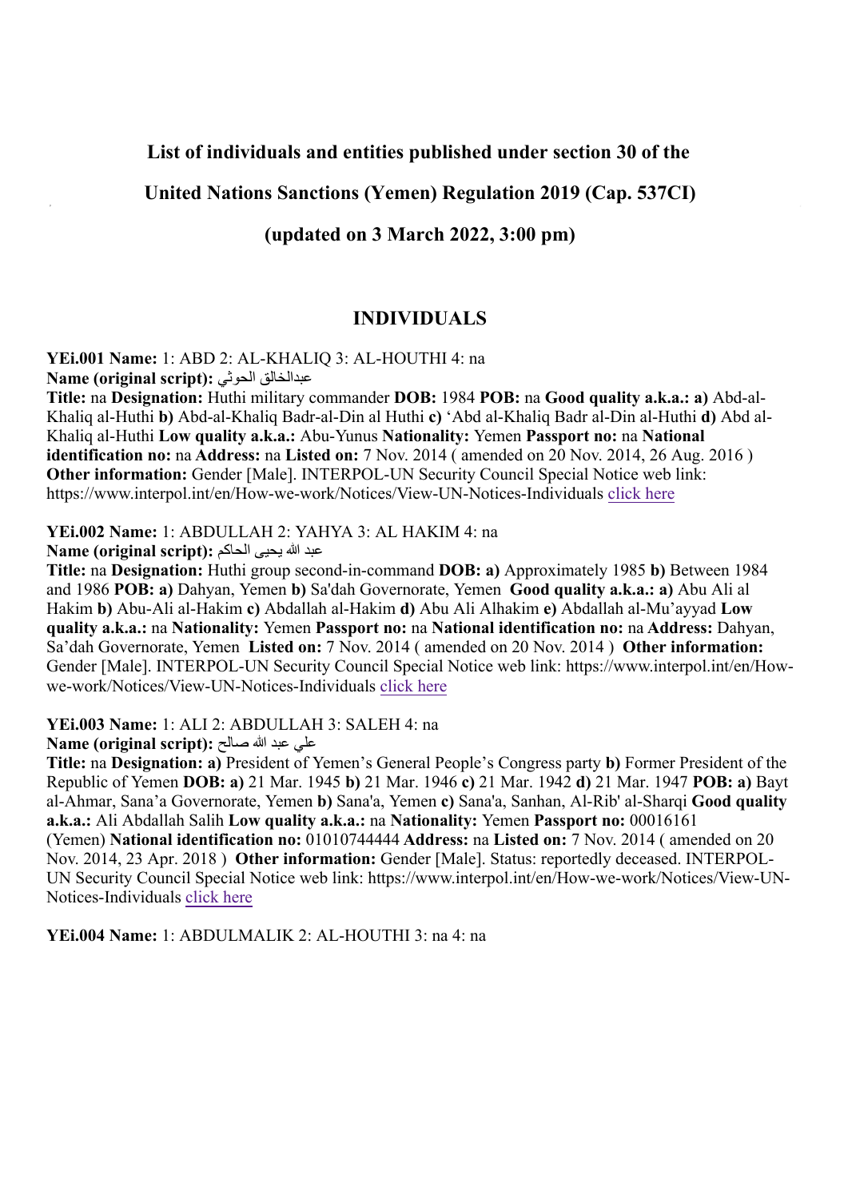# List of individuals and entities published under section 30 of the

# United Nations Sanctions (Yemen) Regulation 2019 (Cap. 537CI)

# (updated on 3 March 2022, 3:00 pm)

## INDIVIDUALS

**YEi.001 Name:** 1: ABD 2: AL-KHALIQ 3: AL-HOUTHI 4: na
**Name (original script):** عبدالخالق الحوثي
**Title:** na **Designation:** Huthi military commander **DOB:** 1984 **POB:** na **Good quality a.k.a.: a)** Abd-al-Khaliq al-Huthi **b)** Abd-al-Khaliq Badr-al-Din al Huthi **c)** 'Abd al-Khaliq Badr al-Din al-Huthi **d)** Abd al-Khaliq al-Huthi **Low quality a.k.a.:** Abu-Yunus **Nationality:** Yemen **Passport no:** na **National identification no:** na **Address:** na **Listed on:** 7 Nov. 2014 ( amended on 20 Nov. 2014, 26 Aug. 2016 ) **Other information:** Gender [Male]. INTERPOL-UN Security Council Special Notice web link: https://www.interpol.int/en/How-we-work/Notices/View-UN-Notices-Individuals click here

**YEi.002 Name:** 1: ABDULLAH 2: YAHYA 3: AL HAKIM 4: na
**Name (original script):** عبد الله يحيى الحاكم
**Title:** na **Designation:** Huthi group second-in-command **DOB: a)** Approximately 1985 **b)** Between 1984 and 1986 **POB: a)** Dahyan, Yemen **b)** Sa'dah Governorate, Yemen **Good quality a.k.a.: a)** Abu Ali al Hakim **b)** Abu-Ali al-Hakim **c)** Abdallah al-Hakim **d)** Abu Ali Alhakim **e)** Abdallah al-Mu'ayyad **Low quality a.k.a.:** na **Nationality:** Yemen **Passport no:** na **National identification no:** na **Address:** Dahyan, Sa'dah Governorate, Yemen **Listed on:** 7 Nov. 2014 ( amended on 20 Nov. 2014 ) **Other information:** Gender [Male]. INTERPOL-UN Security Council Special Notice web link: https://www.interpol.int/en/How-we-work/Notices/View-UN-Notices-Individuals click here

**YEi.003 Name:** 1: ALI 2: ABDULLAH 3: SALEH 4: na
**Name (original script):** علي عبد الله صالح
**Title:** na **Designation: a)** President of Yemen's General People's Congress party **b)** Former President of the Republic of Yemen **DOB: a)** 21 Mar. 1945 **b)** 21 Mar. 1946 **c)** 21 Mar. 1942 **d)** 21 Mar. 1947 **POB: a)** Bayt al-Ahmar, Sana'a Governorate, Yemen **b)** Sana'a, Yemen **c)** Sana'a, Sanhan, Al-Rib' al-Sharqi **Good quality a.k.a.:** Ali Abdallah Salih **Low quality a.k.a.:** na **Nationality:** Yemen **Passport no:** 00016161 (Yemen) **National identification no:** 01010744444 **Address:** na **Listed on:** 7 Nov. 2014 ( amended on 20 Nov. 2014, 23 Apr. 2018 ) **Other information:** Gender [Male]. Status: reportedly deceased. INTERPOL-UN Security Council Special Notice web link: https://www.interpol.int/en/How-we-work/Notices/View-UN-Notices-Individuals click here

**YEi.004 Name:** 1: ABDULMALIK 2: AL-HOUTHI 3: na 4: na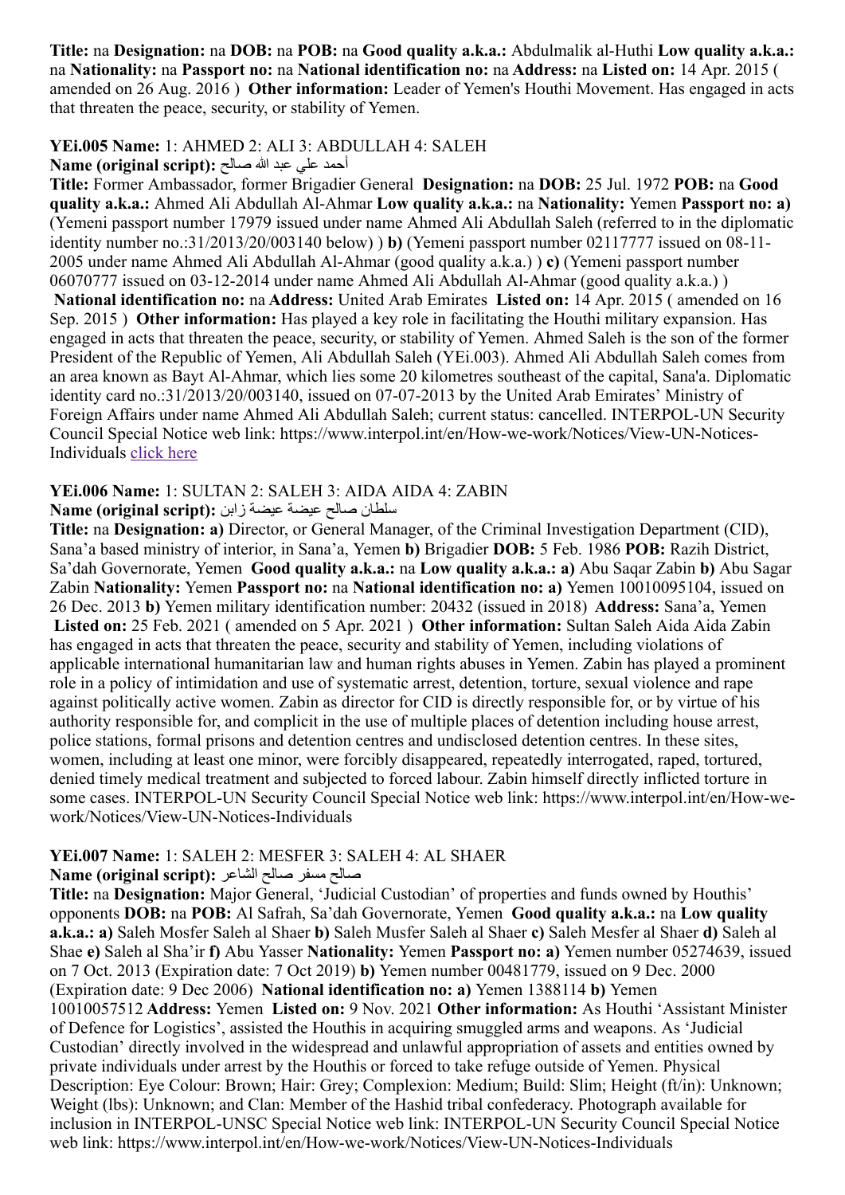**Title:** na **Designation:** na **DOB:** na **POB:** na **Good quality a.k.a.:** Abdulmalik al-Huthi **Low quality a.k.a.:** na **Nationality:** na **Passport no:** na **National identification no:** na **Address:** na **Listed on:** 14 Apr. 2015 ( amended on 26 Aug. 2016 ) **Other information:** Leader of Yemen's Houthi Movement. Has engaged in acts that threaten the peace, security, or stability of Yemen.

**YEi.005 Name:** 1: AHMED 2: ALI 3: ABDULLAH 4: SALEH
**Name (original script):** أحمد علي عبد الله صالح

**Title:** Former Ambassador, former Brigadier General **Designation:** na **DOB:** 25 Jul. 1972 **POB:** na **Good quality a.k.a.:** Ahmed Ali Abdullah Al-Ahmar **Low quality a.k.a.:** na **Nationality:** Yemen **Passport no: a)** (Yemeni passport number 17979 issued under name Ahmed Ali Abdullah Saleh (referred to in the diplomatic identity number no.:31/2013/20/003140 below) ) **b)** (Yemeni passport number 02117777 issued on 08-11-2005 under name Ahmed Ali Abdullah Al-Ahmar (good quality a.k.a.) ) **c)** (Yemeni passport number 06070777 issued on 03-12-2014 under name Ahmed Ali Abdullah Al-Ahmar (good quality a.k.a.) ) **National identification no:** na **Address:** United Arab Emirates **Listed on:** 14 Apr. 2015 ( amended on 16 Sep. 2015 ) **Other information:** Has played a key role in facilitating the Houthi military expansion. Has engaged in acts that threaten the peace, security, or stability of Yemen. Ahmed Saleh is the son of the former President of the Republic of Yemen, Ali Abdullah Saleh (YEi.003). Ahmed Ali Abdullah Saleh comes from an area known as Bayt Al-Ahmar, which lies some 20 kilometres southeast of the capital, Sana'a. Diplomatic identity card no.:31/2013/20/003140, issued on 07-07-2013 by the United Arab Emirates' Ministry of Foreign Affairs under name Ahmed Ali Abdullah Saleh; current status: cancelled. INTERPOL-UN Security Council Special Notice web link: https://www.interpol.int/en/How-we-work/Notices/View-UN-Notices-Individuals click here

**YEi.006 Name:** 1: SULTAN 2: SALEH 3: AIDA AIDA 4: ZABIN
**Name (original script):** سلطان صالح عيضة عيضة زابن

**Title:** na **Designation: a)** Director, or General Manager, of the Criminal Investigation Department (CID), Sana'a based ministry of interior, in Sana'a, Yemen **b)** Brigadier **DOB:** 5 Feb. 1986 **POB:** Razih District, Sa'dah Governorate, Yemen **Good quality a.k.a.:** na **Low quality a.k.a.: a)** Abu Saqar Zabin **b)** Abu Sagar Zabin **Nationality:** Yemen **Passport no:** na **National identification no: a)** Yemen 10010095104, issued on 26 Dec. 2013 **b)** Yemen military identification number: 20432 (issued in 2018) **Address:** Sana'a, Yemen **Listed on:** 25 Feb. 2021 ( amended on 5 Apr. 2021 ) **Other information:** Sultan Saleh Aida Aida Zabin has engaged in acts that threaten the peace, security and stability of Yemen, including violations of applicable international humanitarian law and human rights abuses in Yemen. Zabin has played a prominent role in a policy of intimidation and use of systematic arrest, detention, torture, sexual violence and rape against politically active women. Zabin as director for CID is directly responsible for, or by virtue of his authority responsible for, and complicit in the use of multiple places of detention including house arrest, police stations, formal prisons and detention centres and undisclosed detention centres. In these sites, women, including at least one minor, were forcibly disappeared, repeatedly interrogated, raped, tortured, denied timely medical treatment and subjected to forced labour. Zabin himself directly inflicted torture in some cases. INTERPOL-UN Security Council Special Notice web link: https://www.interpol.int/en/How-we-work/Notices/View-UN-Notices-Individuals

**YEi.007 Name:** 1: SALEH 2: MESFER 3: SALEH 4: AL SHAER
**Name (original script):** صالح مسفر صالح الشاعر

**Title:** na **Designation:** Major General, 'Judicial Custodian' of properties and funds owned by Houthis' opponents **DOB:** na **POB:** Al Safrah, Sa'dah Governorate, Yemen **Good quality a.k.a.:** na **Low quality a.k.a.: a)** Saleh Mosfer Saleh al Shaer **b)** Saleh Musfer Saleh al Shaer **c)** Saleh Mesfer al Shaer **d)** Saleh al Shae **e)** Saleh al Sha'ir **f)** Abu Yasser **Nationality:** Yemen **Passport no: a)** Yemen number 05274639, issued on 7 Oct. 2013 (Expiration date: 7 Oct 2019) **b)** Yemen number 00481779, issued on 9 Dec. 2000 (Expiration date: 9 Dec 2006) **National identification no: a)** Yemen 1388114 **b)** Yemen 10010057512 **Address:** Yemen **Listed on:** 9 Nov. 2021 **Other information:** As Houthi 'Assistant Minister of Defence for Logistics', assisted the Houthis in acquiring smuggled arms and weapons. As 'Judicial Custodian' directly involved in the widespread and unlawful appropriation of assets and entities owned by private individuals under arrest by the Houthis or forced to take refuge outside of Yemen. Physical Description: Eye Colour: Brown; Hair: Grey; Complexion: Medium; Build: Slim; Height (ft/in): Unknown; Weight (lbs): Unknown; and Clan: Member of the Hashid tribal confederacy. Photograph available for inclusion in INTERPOL-UNSC Special Notice web link: INTERPOL-UN Security Council Special Notice web link: https://www.interpol.int/en/How-we-work/Notices/View-UN-Notices-Individuals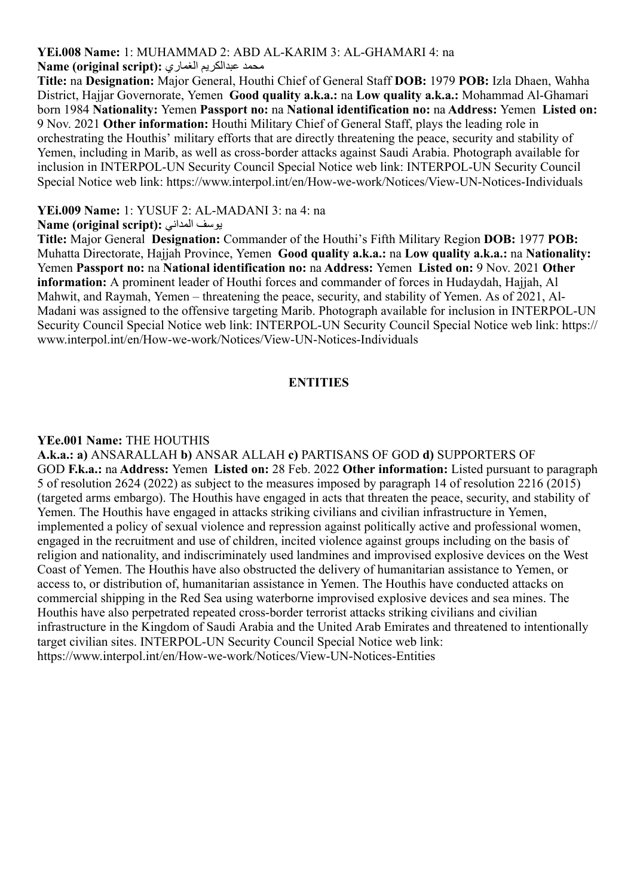**YEi.008 Name:** 1: MUHAMMAD 2: ABD AL-KARIM 3: AL-GHAMARI 4: na

**Name (original script):** محمد عبدالكريم الغماري

**Title:** na **Designation:** Major General, Houthi Chief of General Staff **DOB:** 1979 **POB:** Izla Dhaen, Wahha District, Hajjar Governorate, Yemen **Good quality a.k.a.:** na **Low quality a.k.a.:** Mohammad Al-Ghamari born 1984 **Nationality:** Yemen **Passport no:** na **National identification no:** na **Address:** Yemen **Listed on:** 9 Nov. 2021 **Other information:** Houthi Military Chief of General Staff, plays the leading role in orchestrating the Houthis' military efforts that are directly threatening the peace, security and stability of Yemen, including in Marib, as well as cross-border attacks against Saudi Arabia. Photograph available for inclusion in INTERPOL-UN Security Council Special Notice web link: INTERPOL-UN Security Council Special Notice web link: https://www.interpol.int/en/How-we-work/Notices/View-UN-Notices-Individuals

**YEi.009 Name:** 1: YUSUF 2: AL-MADANI 3: na 4: na

**Name (original script):** يوسف المداني

**Title:** Major General **Designation:** Commander of the Houthi's Fifth Military Region **DOB:** 1977 **POB:** Muhatta Directorate, Hajjah Province, Yemen **Good quality a.k.a.:** na **Low quality a.k.a.:** na **Nationality:** Yemen **Passport no:** na **National identification no:** na **Address:** Yemen **Listed on:** 9 Nov. 2021 **Other information:** A prominent leader of Houthi forces and commander of forces in Hudaydah, Hajjah, Al Mahwit, and Raymah, Yemen – threatening the peace, security, and stability of Yemen. As of 2021, Al-Madani was assigned to the offensive targeting Marib. Photograph available for inclusion in INTERPOL-UN Security Council Special Notice web link: INTERPOL-UN Security Council Special Notice web link: https://www.interpol.int/en/How-we-work/Notices/View-UN-Notices-Individuals

## ENTITIES

**YEe.001 Name:** THE HOUTHIS

**A.k.a.: a)** ANSARALLAH **b)** ANSAR ALLAH **c)** PARTISANS OF GOD **d)** SUPPORTERS OF GOD **F.k.a.:** na **Address:** Yemen **Listed on:** 28 Feb. 2022 **Other information:** Listed pursuant to paragraph 5 of resolution 2624 (2022) as subject to the measures imposed by paragraph 14 of resolution 2216 (2015) (targeted arms embargo). The Houthis have engaged in acts that threaten the peace, security, and stability of Yemen. The Houthis have engaged in attacks striking civilians and civilian infrastructure in Yemen, implemented a policy of sexual violence and repression against politically active and professional women, engaged in the recruitment and use of children, incited violence against groups including on the basis of religion and nationality, and indiscriminately used landmines and improvised explosive devices on the West Coast of Yemen. The Houthis have also obstructed the delivery of humanitarian assistance to Yemen, or access to, or distribution of, humanitarian assistance in Yemen. The Houthis have conducted attacks on commercial shipping in the Red Sea using waterborne improvised explosive devices and sea mines. The Houthis have also perpetrated repeated cross-border terrorist attacks striking civilians and civilian infrastructure in the Kingdom of Saudi Arabia and the United Arab Emirates and threatened to intentionally target civilian sites. INTERPOL-UN Security Council Special Notice web link: https://www.interpol.int/en/How-we-work/Notices/View-UN-Notices-Entities